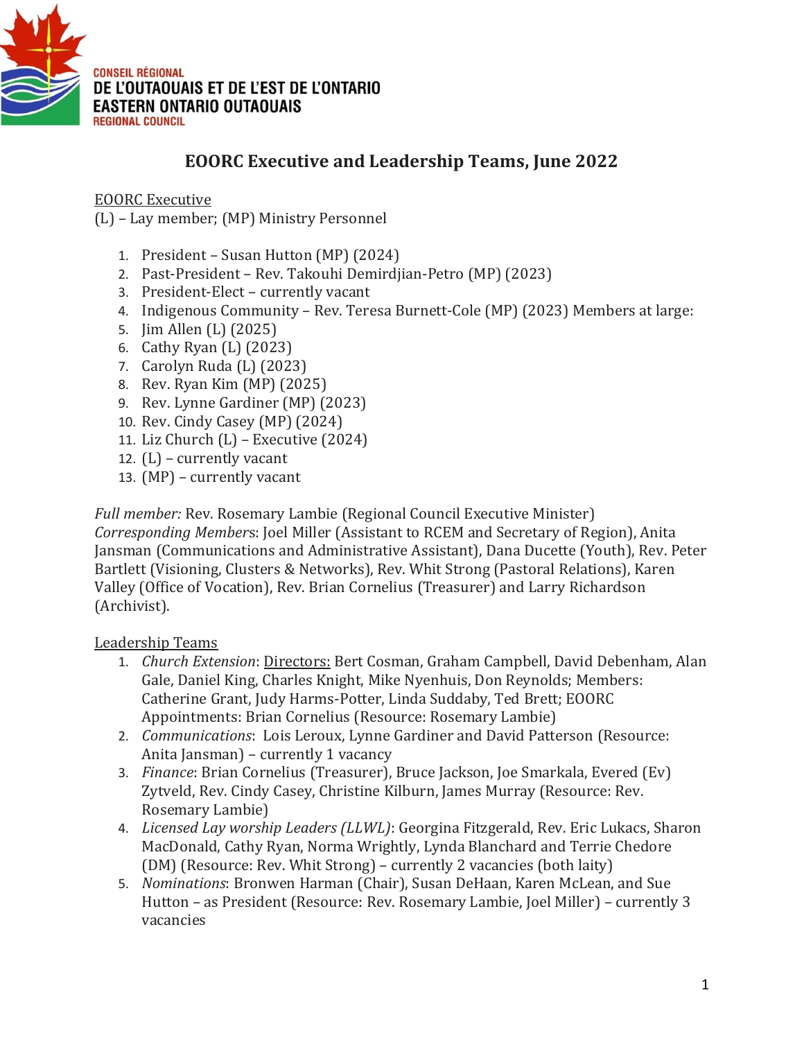CONSEIL RÉGIONAL
DE L'OUTAOUAIS ET DE L'EST DE L'ONTARIO
EASTERN ONTARIO OUTAOUAIS
REGIONAL COUNCIL

# EOORC Executive and Leadership Teams, June 2022

EOORC Executive

(L) – Lay member; (MP) Ministry Personnel

1. President – Susan Hutton (MP) (2024)
2. Past-President – Rev. Takouhi Demirdjian-Petro (MP) (2023)
3. President-Elect – currently vacant
4. Indigenous Community – Rev. Teresa Burnett-Cole (MP) (2023) Members at large:
5. Jim Allen (L) (2025)
6. Cathy Ryan (L) (2023)
7. Carolyn Ruda (L) (2023)
8. Rev. Ryan Kim (MP) (2025)
9. Rev. Lynne Gardiner (MP) (2023)
10. Rev. Cindy Casey (MP) (2024)
11. Liz Church (L) – Executive (2024)
12. (L) – currently vacant
13. (MP) – currently vacant

*Full member:* Rev. Rosemary Lambie (Regional Council Executive Minister)
*Corresponding Members*: Joel Miller (Assistant to RCEM and Secretary of Region), Anita Jansman (Communications and Administrative Assistant), Dana Ducette (Youth), Rev. Peter Bartlett (Visioning, Clusters & Networks), Rev. Whit Strong (Pastoral Relations), Karen Valley (Office of Vocation), Rev. Brian Cornelius (Treasurer) and Larry Richardson (Archivist).

Leadership Teams

1. *Church Extension*: Directors: Bert Cosman, Graham Campbell, David Debenham, Alan Gale, Daniel King, Charles Knight, Mike Nyenhuis, Don Reynolds; Members: Catherine Grant, Judy Harms-Potter, Linda Suddaby, Ted Brett; EOORC Appointments: Brian Cornelius (Resource: Rosemary Lambie)
2. *Communications*: Lois Leroux, Lynne Gardiner and David Patterson (Resource: Anita Jansman) – currently 1 vacancy
3. *Finance*: Brian Cornelius (Treasurer), Bruce Jackson, Joe Smarkala, Evered (Ev) Zytveld, Rev. Cindy Casey, Christine Kilburn, James Murray (Resource: Rev. Rosemary Lambie)
4. *Licensed Lay worship Leaders (LLWL)*: Georgina Fitzgerald, Rev. Eric Lukacs, Sharon MacDonald, Cathy Ryan, Norma Wrightly, Lynda Blanchard and Terrie Chedore (DM) (Resource: Rev. Whit Strong) – currently 2 vacancies (both laity)
5. *Nominations*: Bronwen Harman (Chair), Susan DeHaan, Karen McLean, and Sue Hutton – as President (Resource: Rev. Rosemary Lambie, Joel Miller) – currently 3 vacancies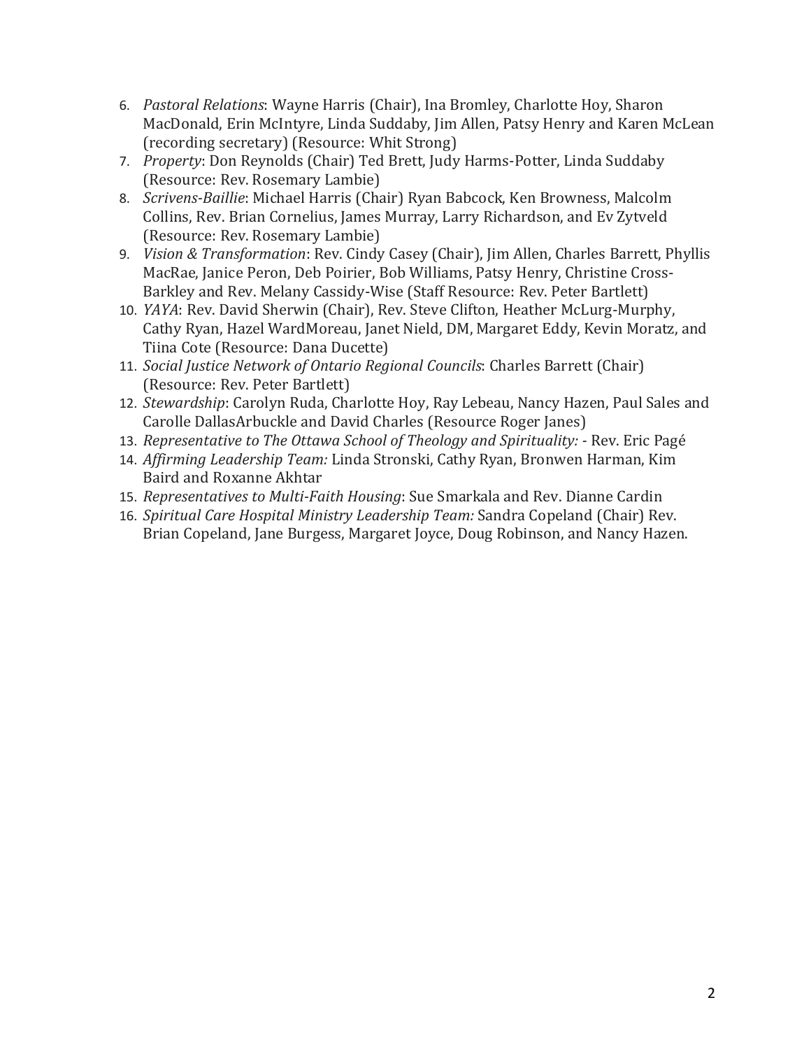6. *Pastoral Relations*: Wayne Harris (Chair), Ina Bromley, Charlotte Hoy, Sharon MacDonald, Erin McIntyre, Linda Suddaby, Jim Allen, Patsy Henry and Karen McLean (recording secretary) (Resource: Whit Strong)
7. *Property*: Don Reynolds (Chair) Ted Brett, Judy Harms-Potter, Linda Suddaby (Resource: Rev. Rosemary Lambie)
8. *Scrivens-Baillie*: Michael Harris (Chair) Ryan Babcock, Ken Browness, Malcolm Collins, Rev. Brian Cornelius, James Murray, Larry Richardson, and Ev Zytveld (Resource: Rev. Rosemary Lambie)
9. *Vision & Transformation*: Rev. Cindy Casey (Chair), Jim Allen, Charles Barrett, Phyllis MacRae, Janice Peron, Deb Poirier, Bob Williams, Patsy Henry, Christine Cross-Barkley and Rev. Melany Cassidy-Wise (Staff Resource: Rev. Peter Bartlett)
10. *YAYA*: Rev. David Sherwin (Chair), Rev. Steve Clifton, Heather McLurg-Murphy, Cathy Ryan, Hazel WardMoreau, Janet Nield, DM, Margaret Eddy, Kevin Moratz, and Tiina Cote (Resource: Dana Ducette)
11. *Social Justice Network of Ontario Regional Councils*: Charles Barrett (Chair) (Resource: Rev. Peter Bartlett)
12. *Stewardship*: Carolyn Ruda, Charlotte Hoy, Ray Lebeau, Nancy Hazen, Paul Sales and Carolle DallasArbuckle and David Charles (Resource Roger Janes)
13. *Representative to The Ottawa School of Theology and Spirituality:* - Rev. Eric Pagé
14. *Affirming Leadership Team:* Linda Stronski, Cathy Ryan, Bronwen Harman, Kim Baird and Roxanne Akhtar
15. *Representatives to Multi-Faith Housing*: Sue Smarkala and Rev. Dianne Cardin
16. *Spiritual Care Hospital Ministry Leadership Team:* Sandra Copeland (Chair) Rev. Brian Copeland, Jane Burgess, Margaret Joyce, Doug Robinson, and Nancy Hazen.